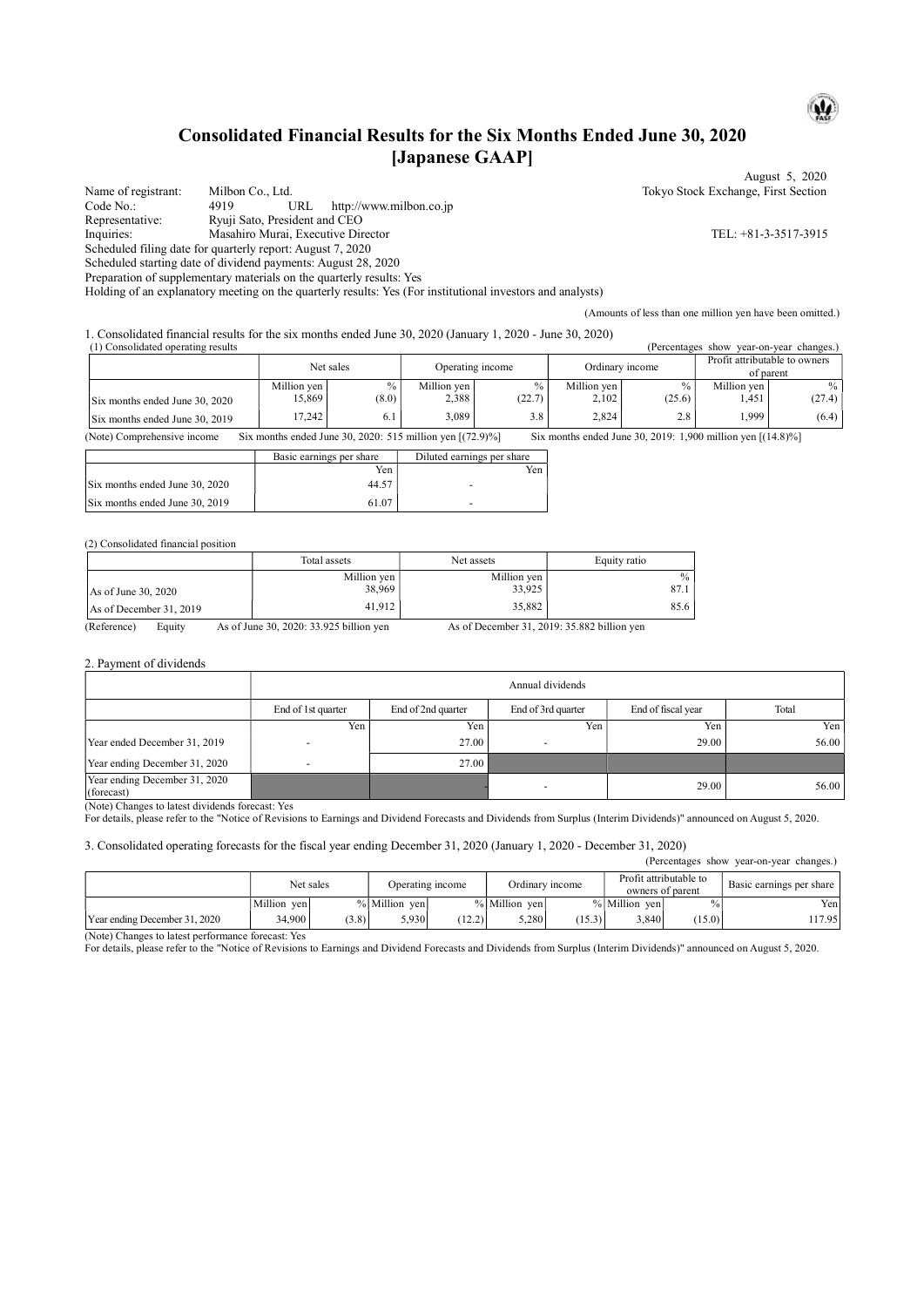# Consolidated Financial Results for the Six Months Ended June 30, 2020 [Japanese GAAP]

August 5, 2020

Name of registrant: Milbon Co., Ltd. Tokyo Stock Exchange, First Section
Code No.: 4919 URL http://www.milbon.co.jp
Representative: Ryuji Sato, President and CEO
Inquiries: Masahiro Murai, Executive Director TEL: +81-3-3517-3915
Scheduled filing date for quarterly report: August 7, 2020
Scheduled starting date of dividend payments: August 28, 2020
Preparation of supplementary materials on the quarterly results: Yes
Holding of an explanatory meeting on the quarterly results: Yes (For institutional investors and analysts)

(Amounts of less than one million yen have been omitted.)

## 1. Consolidated financial results for the six months ended June 30, 2020 (January 1, 2020 - June 30, 2020)

(1) Consolidated operating results (Percentages show year-on-year changes.)

| | Net sales | | Operating income | | Ordinary income | | Profit attributable to owners of parent | |
|---|---|---|---|---|---|---|---|---|
| | Million yen | % | Million yen | % | Million yen | % | Million yen | % |
| Six months ended June 30, 2020 | 15,869 | (8.0) | 2,388 | (22.7) | 2,102 | (25.6) | 1,451 | (27.4) |
| Six months ended June 30, 2019 | 17,242 | 6.1 | 3,089 | 3.8 | 2,824 | 2.8 | 1,999 | (6.4) |

(Note) Comprehensive income Six months ended June 30, 2020: 515 million yen [(72.9)%] Six months ended June 30, 2019: 1,900 million yen [(14.8)%]

| | Basic earnings per share | Diluted earnings per share |
|---|---|---|
| | Yen | Yen |
| Six months ended June 30, 2020 | 44.57 | - |
| Six months ended June 30, 2019 | 61.07 | - |

(2) Consolidated financial position

| | Total assets | Net assets | Equity ratio |
|---|---|---|---|
| | Million yen | Million yen | % |
| As of June 30, 2020 | 38,969 | 33,925 | 87.1 |
| As of December 31, 2019 | 41,912 | 35,882 | 85.6 |

(Reference) Equity As of June 30, 2020: 33.925 billion yen As of December 31, 2019: 35.882 billion yen

## 2. Payment of dividends

| | Annual dividends | | | | |
|---|---|---|---|---|---|
| | End of 1st quarter | End of 2nd quarter | End of 3rd quarter | End of fiscal year | Total |
| | Yen | Yen | Yen | Yen | Yen |
| Year ended December 31, 2019 | - | 27.00 | - | 29.00 | 56.00 |
| Year ending December 31, 2020 | - | 27.00 | | | |
| Year ending December 31, 2020 (forecast) | | | - | 29.00 | 56.00 |

(Note) Changes to latest dividends forecast: Yes
For details, please refer to the "Notice of Revisions to Earnings and Dividend Forecasts and Dividends from Surplus (Interim Dividends)" announced on August 5, 2020.

## 3. Consolidated operating forecasts for the fiscal year ending December 31, 2020 (January 1, 2020 - December 31, 2020)

(Percentages show year-on-year changes.)

| | Net sales | | Operating income | | Ordinary income | | Profit attributable to owners of parent | | Basic earnings per share |
|---|---|---|---|---|---|---|---|---|---|
| | Million yen | % | Million yen | % | Million yen | % | Million yen | % | Yen |
| Year ending December 31, 2020 | 34,900 | (3.8) | 5,930 | (12.2) | 5,280 | (15.3) | 3,840 | (15.0) | 117.95 |

(Note) Changes to latest performance forecast: Yes
For details, please refer to the "Notice of Revisions to Earnings and Dividend Forecasts and Dividends from Surplus (Interim Dividends)" announced on August 5, 2020.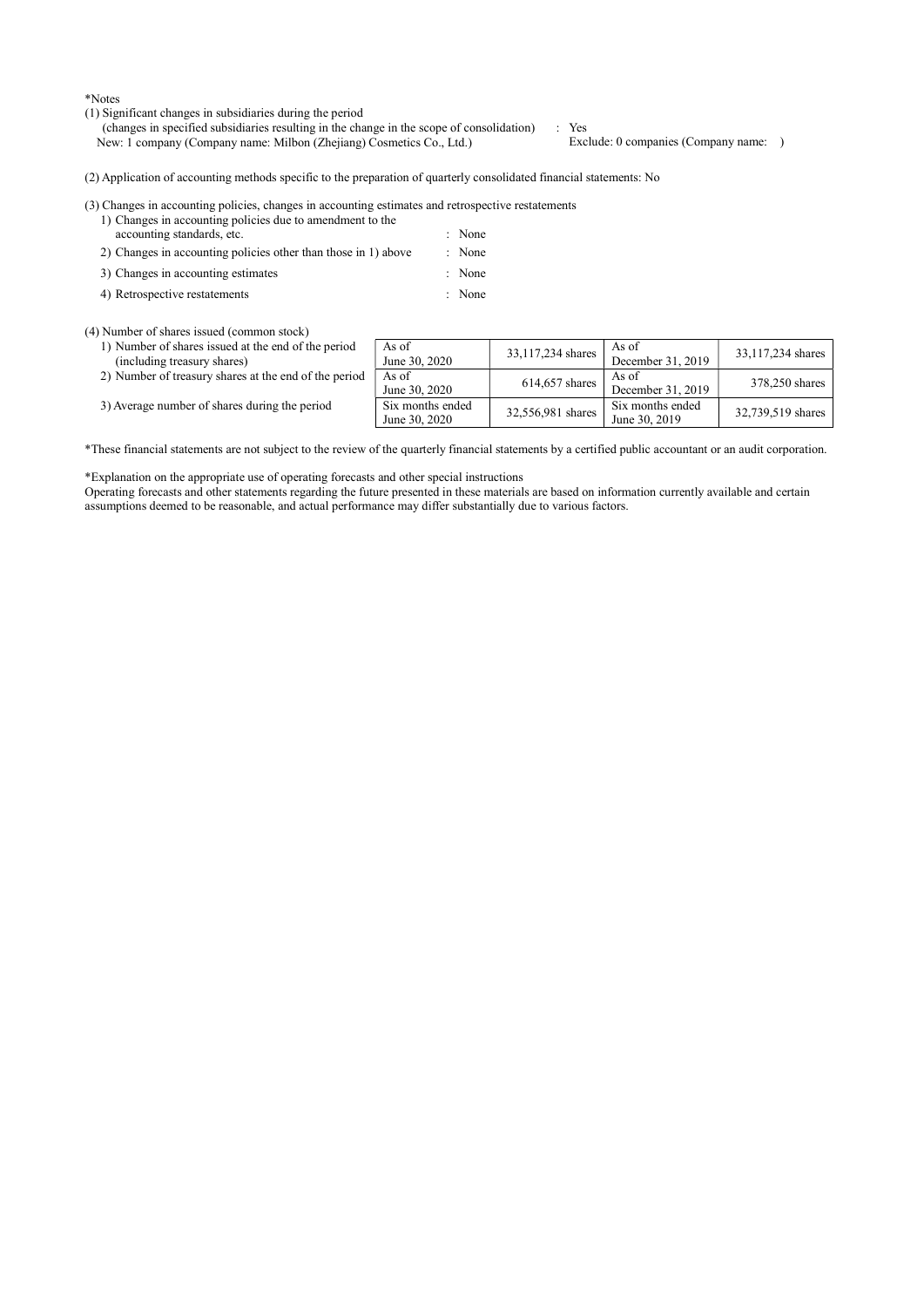*Notes

(1) Significant changes in subsidiaries during the period
(changes in specified subsidiaries resulting in the change in the scope of consolidation) : Yes
New: 1 company (Company name: Milbon (Zhejiang) Cosmetics Co., Ltd.) Exclude: 0 companies (Company name: )

(2) Application of accounting methods specific to the preparation of quarterly consolidated financial statements: No

(3) Changes in accounting policies, changes in accounting estimates and retrospective restatements

1) Changes in accounting policies due to amendment to the accounting standards, etc. : None
2) Changes in accounting policies other than those in 1) above : None
3) Changes in accounting estimates : None
4) Retrospective restatements : None

(4) Number of shares issued (common stock)

| | | | | |
|---|---|---|---|---|
| 1) Number of shares issued at the end of the period (including treasury shares) | As of June 30, 2020 | 33,117,234 shares | As of December 31, 2019 | 33,117,234 shares |
| 2) Number of treasury shares at the end of the period | As of June 30, 2020 | 614,657 shares | As of December 31, 2019 | 378,250 shares |
| 3) Average number of shares during the period | Six months ended June 30, 2020 | 32,556,981 shares | Six months ended June 30, 2019 | 32,739,519 shares |

*These financial statements are not subject to the review of the quarterly financial statements by a certified public accountant or an audit corporation.

*Explanation on the appropriate use of operating forecasts and other special instructions
Operating forecasts and other statements regarding the future presented in these materials are based on information currently available and certain assumptions deemed to be reasonable, and actual performance may differ substantially due to various factors.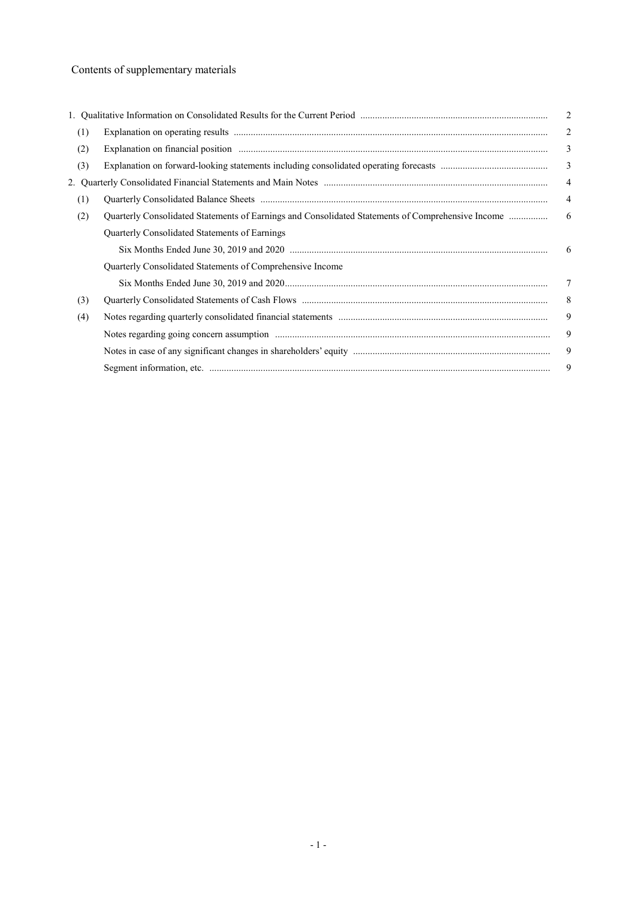# Contents of supplementary materials

| | | |
|---|---|---|
| 1. Qualitative Information on Consolidated Results for the Current Period | | 2 |
| (1) | Explanation on operating results | 2 |
| (2) | Explanation on financial position | 3 |
| (3) | Explanation on forward-looking statements including consolidated operating forecasts | 3 |
| 2. Quarterly Consolidated Financial Statements and Main Notes | | 4 |
| (1) | Quarterly Consolidated Balance Sheets | 4 |
| (2) | Quarterly Consolidated Statements of Earnings and Consolidated Statements of Comprehensive Income | 6 |
| | Quarterly Consolidated Statements of Earnings | |
| | Six Months Ended June 30, 2019 and 2020 | 6 |
| | Quarterly Consolidated Statements of Comprehensive Income | |
| | Six Months Ended June 30, 2019 and 2020 | 7 |
| (3) | Quarterly Consolidated Statements of Cash Flows | 8 |
| (4) | Notes regarding quarterly consolidated financial statements | 9 |
| | Notes regarding going concern assumption | 9 |
| | Notes in case of any significant changes in shareholders' equity | 9 |
| | Segment information, etc. | 9 |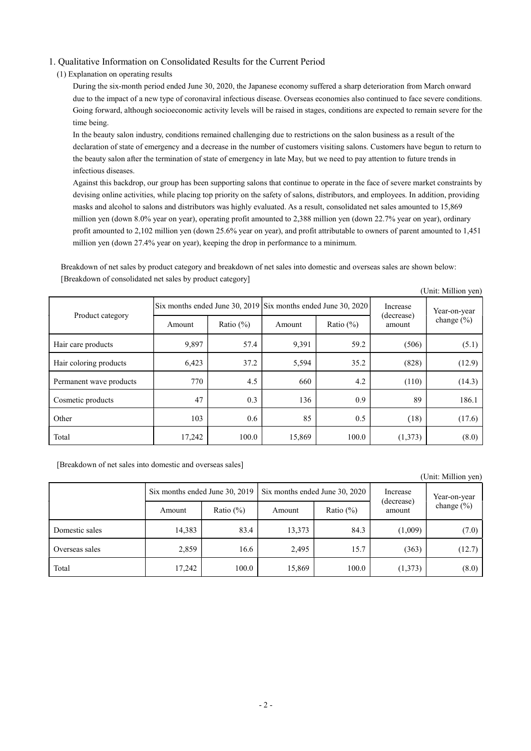## 1. Qualitative Information on Consolidated Results for the Current Period

### (1) Explanation on operating results

During the six-month period ended June 30, 2020, the Japanese economy suffered a sharp deterioration from March onward due to the impact of a new type of coronaviral infectious disease. Overseas economies also continued to face severe conditions. Going forward, although socioeconomic activity levels will be raised in stages, conditions are expected to remain severe for the time being.

In the beauty salon industry, conditions remained challenging due to restrictions on the salon business as a result of the declaration of state of emergency and a decrease in the number of customers visiting salons. Customers have begun to return to the beauty salon after the termination of state of emergency in late May, but we need to pay attention to future trends in infectious diseases.

Against this backdrop, our group has been supporting salons that continue to operate in the face of severe market constraints by devising online activities, while placing top priority on the safety of salons, distributors, and employees. In addition, providing masks and alcohol to salons and distributors was highly evaluated. As a result, consolidated net sales amounted to 15,869 million yen (down 8.0% year on year), operating profit amounted to 2,388 million yen (down 22.7% year on year), ordinary profit amounted to 2,102 million yen (down 25.6% year on year), and profit attributable to owners of parent amounted to 1,451 million yen (down 27.4% year on year), keeping the drop in performance to a minimum.

Breakdown of net sales by product category and breakdown of net sales into domestic and overseas sales are shown below:

[Breakdown of consolidated net sales by product category]

(Unit: Million yen)

| Product category | Six months ended June 30, 2019 | | Six months ended June 30, 2020 | | Increase (decrease) amount | Year-on-year change (%) |
|---|---|---|---|---|---|---|
| | Amount | Ratio (%) | Amount | Ratio (%) | | |
| Hair care products | 9,897 | 57.4 | 9,391 | 59.2 | (506) | (5.1) |
| Hair coloring products | 6,423 | 37.2 | 5,594 | 35.2 | (828) | (12.9) |
| Permanent wave products | 770 | 4.5 | 660 | 4.2 | (110) | (14.3) |
| Cosmetic products | 47 | 0.3 | 136 | 0.9 | 89 | 186.1 |
| Other | 103 | 0.6 | 85 | 0.5 | (18) | (17.6) |
| Total | 17,242 | 100.0 | 15,869 | 100.0 | (1,373) | (8.0) |

[Breakdown of net sales into domestic and overseas sales]

(Unit: Million yen)

| | Six months ended June 30, 2019 | | Six months ended June 30, 2020 | | Increase (decrease) amount | Year-on-year change (%) |
|---|---|---|---|---|---|---|
| | Amount | Ratio (%) | Amount | Ratio (%) | | |
| Domestic sales | 14,383 | 83.4 | 13,373 | 84.3 | (1,009) | (7.0) |
| Overseas sales | 2,859 | 16.6 | 2,495 | 15.7 | (363) | (12.7) |
| Total | 17,242 | 100.0 | 15,869 | 100.0 | (1,373) | (8.0) |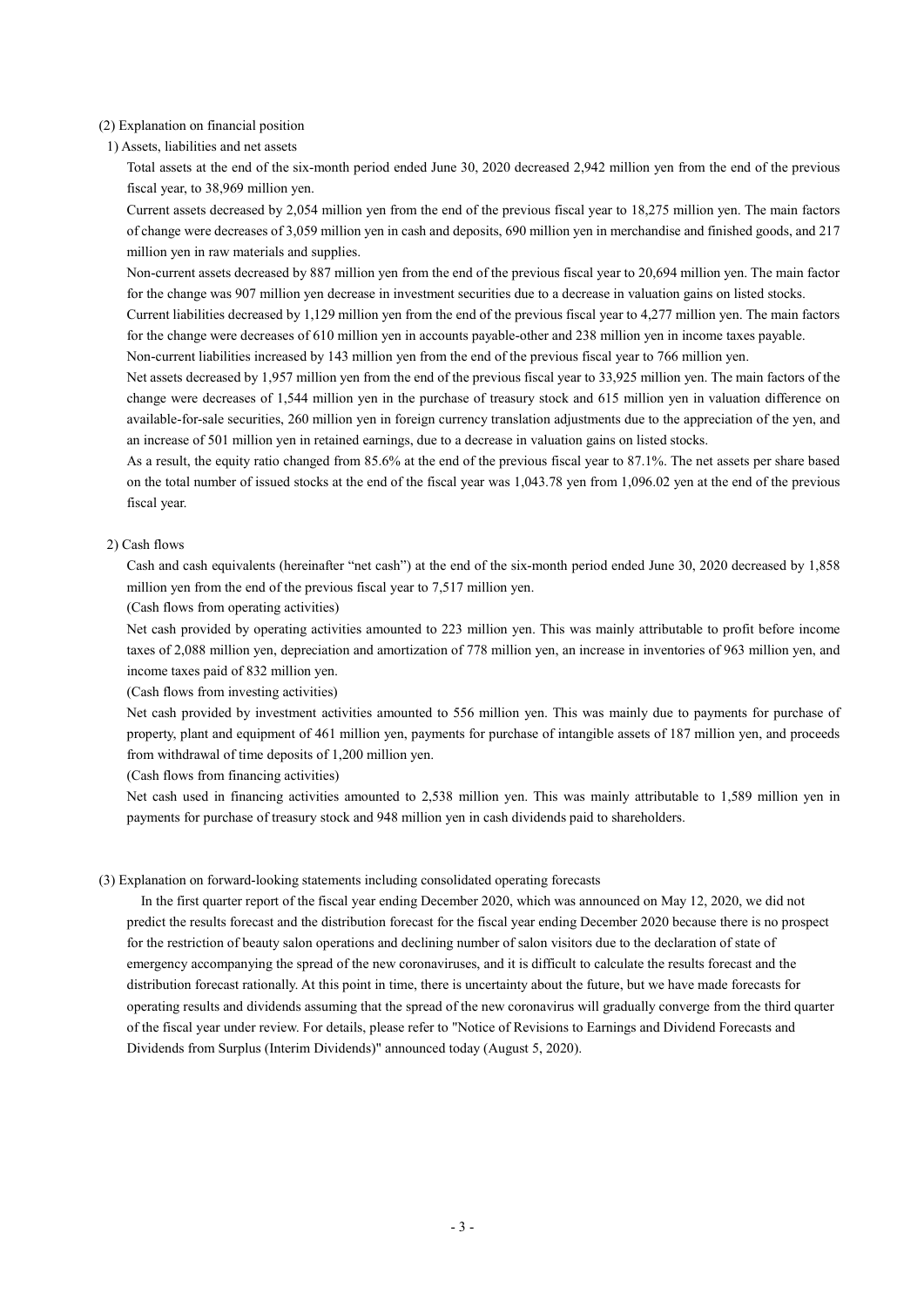(2) Explanation on financial position

1) Assets, liabilities and net assets

Total assets at the end of the six-month period ended June 30, 2020 decreased 2,942 million yen from the end of the previous fiscal year, to 38,969 million yen.

Current assets decreased by 2,054 million yen from the end of the previous fiscal year to 18,275 million yen. The main factors of change were decreases of 3,059 million yen in cash and deposits, 690 million yen in merchandise and finished goods, and 217 million yen in raw materials and supplies.

Non-current assets decreased by 887 million yen from the end of the previous fiscal year to 20,694 million yen. The main factor for the change was 907 million yen decrease in investment securities due to a decrease in valuation gains on listed stocks.

Current liabilities decreased by 1,129 million yen from the end of the previous fiscal year to 4,277 million yen. The main factors for the change were decreases of 610 million yen in accounts payable-other and 238 million yen in income taxes payable.

Non-current liabilities increased by 143 million yen from the end of the previous fiscal year to 766 million yen.

Net assets decreased by 1,957 million yen from the end of the previous fiscal year to 33,925 million yen. The main factors of the change were decreases of 1,544 million yen in the purchase of treasury stock and 615 million yen in valuation difference on available-for-sale securities, 260 million yen in foreign currency translation adjustments due to the appreciation of the yen, and an increase of 501 million yen in retained earnings, due to a decrease in valuation gains on listed stocks.

As a result, the equity ratio changed from 85.6% at the end of the previous fiscal year to 87.1%. The net assets per share based on the total number of issued stocks at the end of the fiscal year was 1,043.78 yen from 1,096.02 yen at the end of the previous fiscal year.

2) Cash flows

Cash and cash equivalents (hereinafter "net cash") at the end of the six-month period ended June 30, 2020 decreased by 1,858 million yen from the end of the previous fiscal year to 7,517 million yen.

(Cash flows from operating activities)

Net cash provided by operating activities amounted to 223 million yen. This was mainly attributable to profit before income taxes of 2,088 million yen, depreciation and amortization of 778 million yen, an increase in inventories of 963 million yen, and income taxes paid of 832 million yen.

(Cash flows from investing activities)

Net cash provided by investment activities amounted to 556 million yen. This was mainly due to payments for purchase of property, plant and equipment of 461 million yen, payments for purchase of intangible assets of 187 million yen, and proceeds from withdrawal of time deposits of 1,200 million yen.

(Cash flows from financing activities)

Net cash used in financing activities amounted to 2,538 million yen. This was mainly attributable to 1,589 million yen in payments for purchase of treasury stock and 948 million yen in cash dividends paid to shareholders.

(3) Explanation on forward-looking statements including consolidated operating forecasts

In the first quarter report of the fiscal year ending December 2020, which was announced on May 12, 2020, we did not predict the results forecast and the distribution forecast for the fiscal year ending December 2020 because there is no prospect for the restriction of beauty salon operations and declining number of salon visitors due to the declaration of state of emergency accompanying the spread of the new coronaviruses, and it is difficult to calculate the results forecast and the distribution forecast rationally. At this point in time, there is uncertainty about the future, but we have made forecasts for operating results and dividends assuming that the spread of the new coronavirus will gradually converge from the third quarter of the fiscal year under review. For details, please refer to "Notice of Revisions to Earnings and Dividend Forecasts and Dividends from Surplus (Interim Dividends)" announced today (August 5, 2020).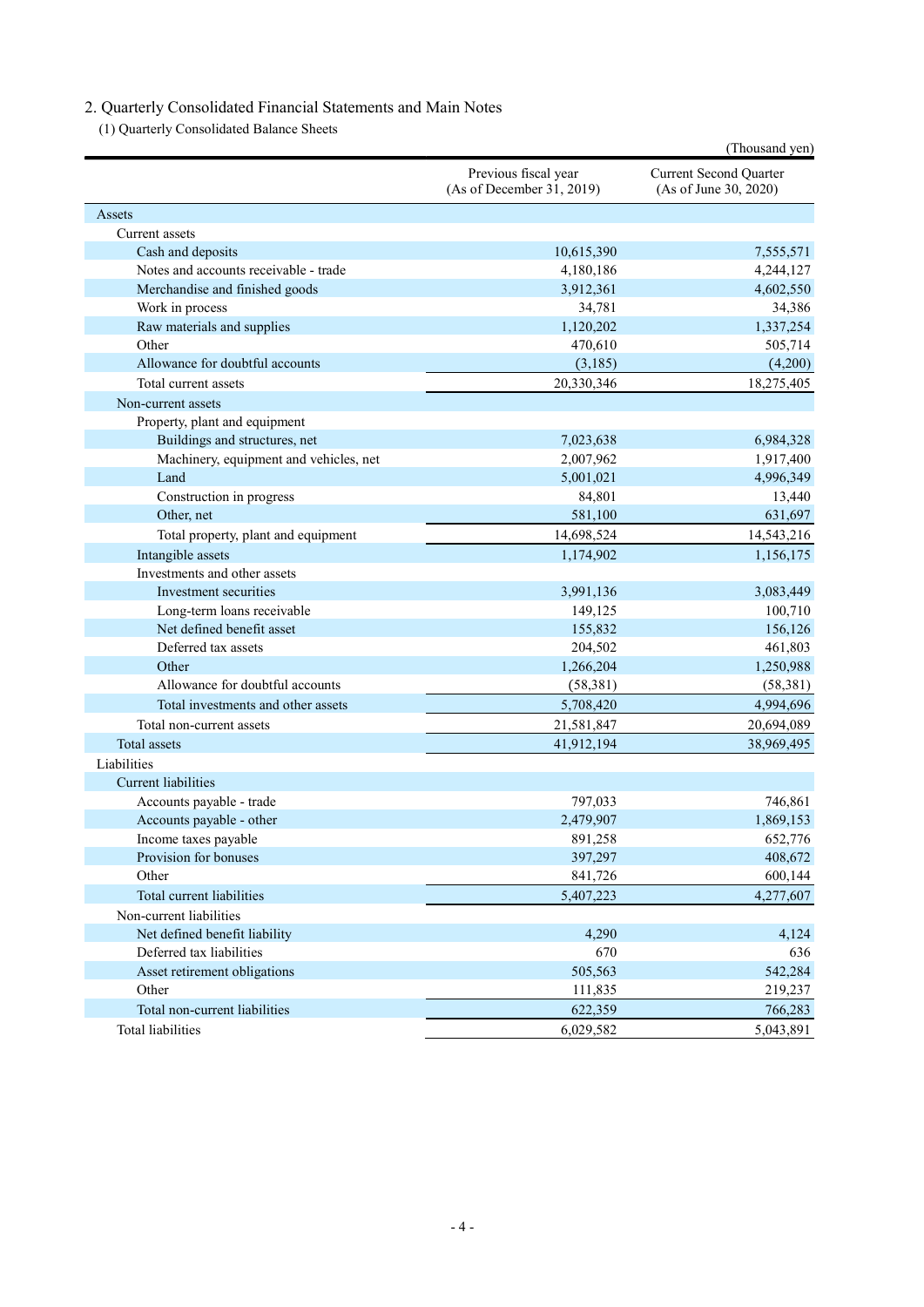## 2. Quarterly Consolidated Financial Statements and Main Notes

### (1) Quarterly Consolidated Balance Sheets

(Thousand yen)

| | Previous fiscal year (As of December 31, 2019) | Current Second Quarter (As of June 30, 2020) |
|---|---|---|
| Assets | | |
| Current assets | | |
| Cash and deposits | 10,615,390 | 7,555,571 |
| Notes and accounts receivable - trade | 4,180,186 | 4,244,127 |
| Merchandise and finished goods | 3,912,361 | 4,602,550 |
| Work in process | 34,781 | 34,386 |
| Raw materials and supplies | 1,120,202 | 1,337,254 |
| Other | 470,610 | 505,714 |
| Allowance for doubtful accounts | (3,185) | (4,200) |
| Total current assets | 20,330,346 | 18,275,405 |
| Non-current assets | | |
| Property, plant and equipment | | |
| Buildings and structures, net | 7,023,638 | 6,984,328 |
| Machinery, equipment and vehicles, net | 2,007,962 | 1,917,400 |
| Land | 5,001,021 | 4,996,349 |
| Construction in progress | 84,801 | 13,440 |
| Other, net | 581,100 | 631,697 |
| Total property, plant and equipment | 14,698,524 | 14,543,216 |
| Intangible assets | 1,174,902 | 1,156,175 |
| Investments and other assets | | |
| Investment securities | 3,991,136 | 3,083,449 |
| Long-term loans receivable | 149,125 | 100,710 |
| Net defined benefit asset | 155,832 | 156,126 |
| Deferred tax assets | 204,502 | 461,803 |
| Other | 1,266,204 | 1,250,988 |
| Allowance for doubtful accounts | (58,381) | (58,381) |
| Total investments and other assets | 5,708,420 | 4,994,696 |
| Total non-current assets | 21,581,847 | 20,694,089 |
| Total assets | 41,912,194 | 38,969,495 |
| Liabilities | | |
| Current liabilities | | |
| Accounts payable - trade | 797,033 | 746,861 |
| Accounts payable - other | 2,479,907 | 1,869,153 |
| Income taxes payable | 891,258 | 652,776 |
| Provision for bonuses | 397,297 | 408,672 |
| Other | 841,726 | 600,144 |
| Total current liabilities | 5,407,223 | 4,277,607 |
| Non-current liabilities | | |
| Net defined benefit liability | 4,290 | 4,124 |
| Deferred tax liabilities | 670 | 636 |
| Asset retirement obligations | 505,563 | 542,284 |
| Other | 111,835 | 219,237 |
| Total non-current liabilities | 622,359 | 766,283 |
| Total liabilities | 6,029,582 | 5,043,891 |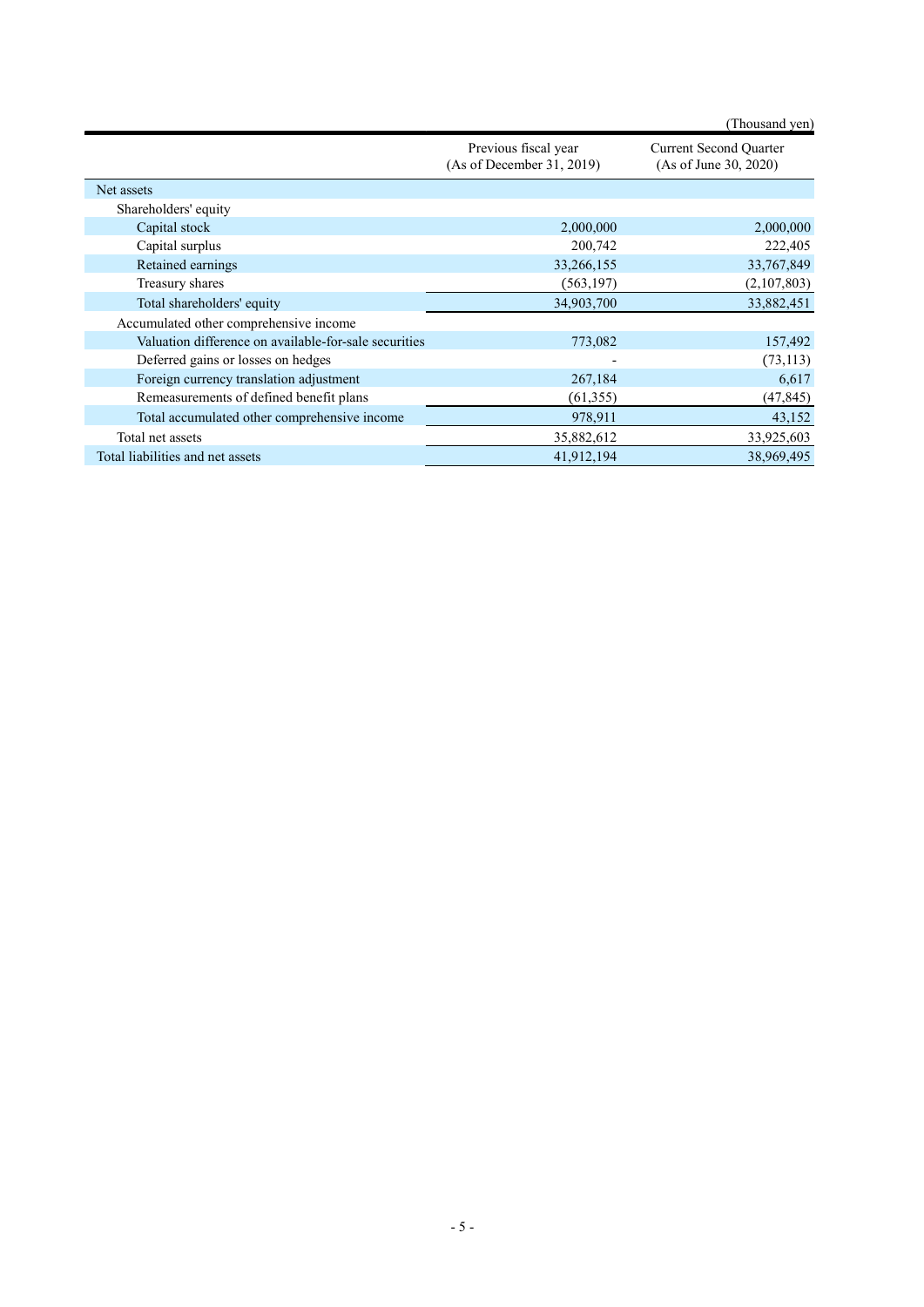(Thousand yen)

| | Previous fiscal year (As of December 31, 2019) | Current Second Quarter (As of June 30, 2020) |
|---|---|---|
| Net assets | | |
| Shareholders' equity | | |
| Capital stock | 2,000,000 | 2,000,000 |
| Capital surplus | 200,742 | 222,405 |
| Retained earnings | 33,266,155 | 33,767,849 |
| Treasury shares | (563,197) | (2,107,803) |
| Total shareholders' equity | 34,903,700 | 33,882,451 |
| Accumulated other comprehensive income | | |
| Valuation difference on available-for-sale securities | 773,082 | 157,492 |
| Deferred gains or losses on hedges | - | (73,113) |
| Foreign currency translation adjustment | 267,184 | 6,617 |
| Remeasurements of defined benefit plans | (61,355) | (47,845) |
| Total accumulated other comprehensive income | 978,911 | 43,152 |
| Total net assets | 35,882,612 | 33,925,603 |
| Total liabilities and net assets | 41,912,194 | 38,969,495 |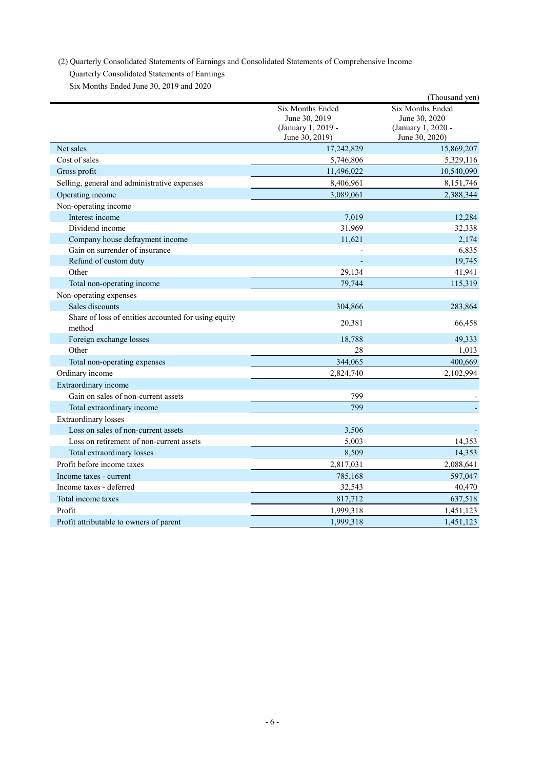(2) Quarterly Consolidated Statements of Earnings and Consolidated Statements of Comprehensive Income

Quarterly Consolidated Statements of Earnings

Six Months Ended June 30, 2019 and 2020

(Thousand yen)

| | Six Months Ended June 30, 2019 (January 1, 2019 - June 30, 2019) | Six Months Ended June 30, 2020 (January 1, 2020 - June 30, 2020) |
|---|---|---|
| Net sales | 17,242,829 | 15,869,207 |
| Cost of sales | 5,746,806 | 5,329,116 |
| Gross profit | 11,496,022 | 10,540,090 |
| Selling, general and administrative expenses | 8,406,961 | 8,151,746 |
| Operating income | 3,089,061 | 2,388,344 |
| Non-operating income | | |
| Interest income | 7,019 | 12,284 |
| Dividend income | 31,969 | 32,338 |
| Company house defrayment income | 11,621 | 2,174 |
| Gain on surrender of insurance | - | 6,835 |
| Refund of custom duty | - | 19,745 |
| Other | 29,134 | 41,941 |
| Total non-operating income | 79,744 | 115,319 |
| Non-operating expenses | | |
| Sales discounts | 304,866 | 283,864 |
| Share of loss of entities accounted for using equity method | 20,381 | 66,458 |
| Foreign exchange losses | 18,788 | 49,333 |
| Other | 28 | 1,013 |
| Total non-operating expenses | 344,065 | 400,669 |
| Ordinary income | 2,824,740 | 2,102,994 |
| Extraordinary income | | |
| Gain on sales of non-current assets | 799 | - |
| Total extraordinary income | 799 | - |
| Extraordinary losses | | |
| Loss on sales of non-current assets | 3,506 | - |
| Loss on retirement of non-current assets | 5,003 | 14,353 |
| Total extraordinary losses | 8,509 | 14,353 |
| Profit before income taxes | 2,817,031 | 2,088,641 |
| Income taxes - current | 785,168 | 597,047 |
| Income taxes - deferred | 32,543 | 40,470 |
| Total income taxes | 817,712 | 637,518 |
| Profit | 1,999,318 | 1,451,123 |
| Profit attributable to owners of parent | 1,999,318 | 1,451,123 |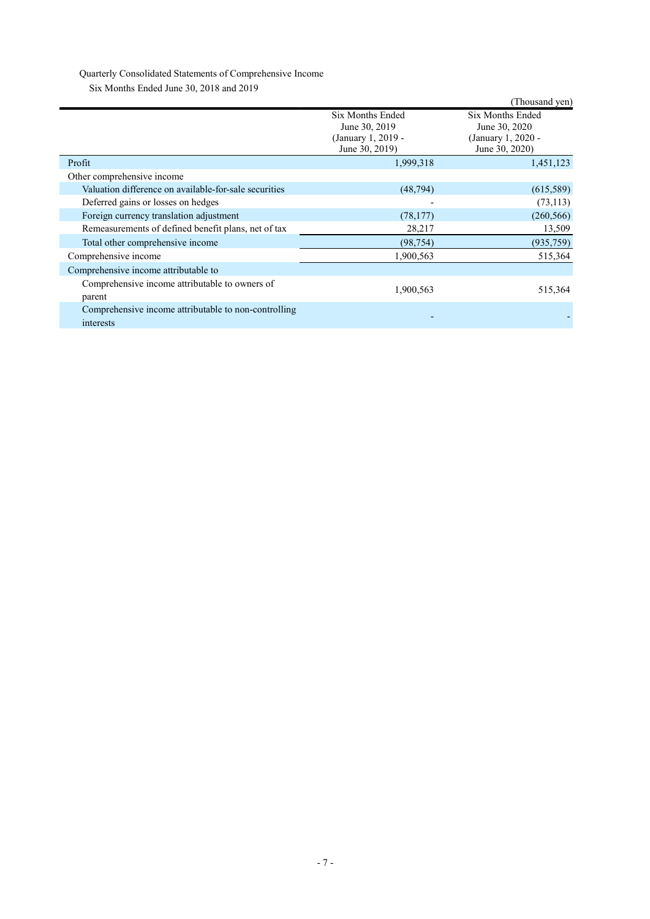Quarterly Consolidated Statements of Comprehensive Income

Six Months Ended June 30, 2018 and 2019

(Thousand yen)

| | Six Months Ended June 30, 2019 (January 1, 2019 - June 30, 2019) | Six Months Ended June 30, 2020 (January 1, 2020 - June 30, 2020) |
|---|---|---|
| Profit | 1,999,318 | 1,451,123 |
| Other comprehensive income | | |
| Valuation difference on available-for-sale securities | (48,794) | (615,589) |
| Deferred gains or losses on hedges | - | (73,113) |
| Foreign currency translation adjustment | (78,177) | (260,566) |
| Remeasurements of defined benefit plans, net of tax | 28,217 | 13,509 |
| Total other comprehensive income | (98,754) | (935,759) |
| Comprehensive income | 1,900,563 | 515,364 |
| Comprehensive income attributable to | | |
| Comprehensive income attributable to owners of parent | 1,900,563 | 515,364 |
| Comprehensive income attributable to non-controlling interests | - | - |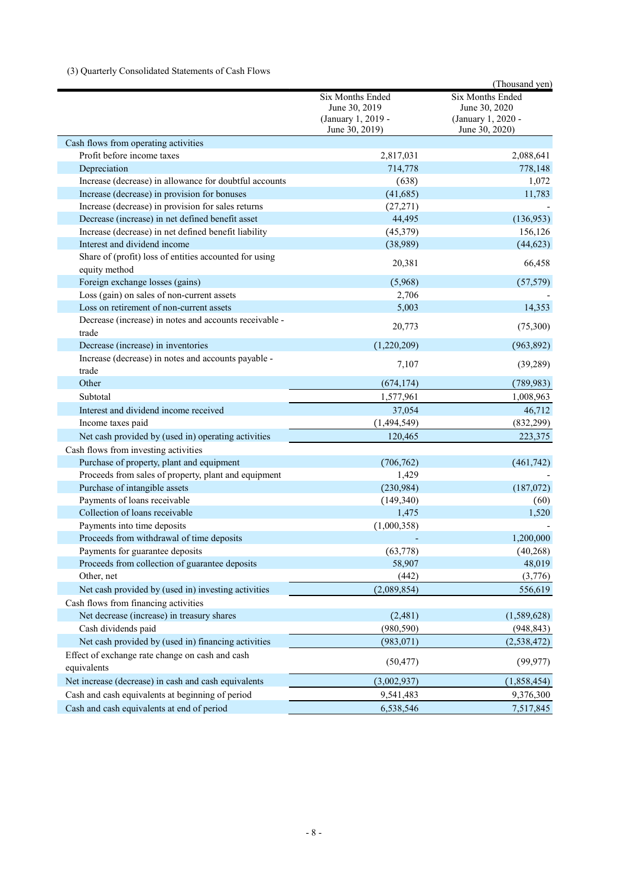(3) Quarterly Consolidated Statements of Cash Flows

(Thousand yen)

| | Six Months Ended June 30, 2019 (January 1, 2019 - June 30, 2019) | Six Months Ended June 30, 2020 (January 1, 2020 - June 30, 2020) |
|---|---|---|
| Cash flows from operating activities | | |
| Profit before income taxes | 2,817,031 | 2,088,641 |
| Depreciation | 714,778 | 778,148 |
| Increase (decrease) in allowance for doubtful accounts | (638) | 1,072 |
| Increase (decrease) in provision for bonuses | (41,685) | 11,783 |
| Increase (decrease) in provision for sales returns | (27,271) | - |
| Decrease (increase) in net defined benefit asset | 44,495 | (136,953) |
| Increase (decrease) in net defined benefit liability | (45,379) | 156,126 |
| Interest and dividend income | (38,989) | (44,623) |
| Share of (profit) loss of entities accounted for using equity method | 20,381 | 66,458 |
| Foreign exchange losses (gains) | (5,968) | (57,579) |
| Loss (gain) on sales of non-current assets | 2,706 | - |
| Loss on retirement of non-current assets | 5,003 | 14,353 |
| Decrease (increase) in notes and accounts receivable - trade | 20,773 | (75,300) |
| Decrease (increase) in inventories | (1,220,209) | (963,892) |
| Increase (decrease) in notes and accounts payable - trade | 7,107 | (39,289) |
| Other | (674,174) | (789,983) |
| Subtotal | 1,577,961 | 1,008,963 |
| Interest and dividend income received | 37,054 | 46,712 |
| Income taxes paid | (1,494,549) | (832,299) |
| Net cash provided by (used in) operating activities | 120,465 | 223,375 |
| Cash flows from investing activities | | |
| Purchase of property, plant and equipment | (706,762) | (461,742) |
| Proceeds from sales of property, plant and equipment | 1,429 | - |
| Purchase of intangible assets | (230,984) | (187,072) |
| Payments of loans receivable | (149,340) | (60) |
| Collection of loans receivable | 1,475 | 1,520 |
| Payments into time deposits | (1,000,358) | - |
| Proceeds from withdrawal of time deposits | - | 1,200,000 |
| Payments for guarantee deposits | (63,778) | (40,268) |
| Proceeds from collection of guarantee deposits | 58,907 | 48,019 |
| Other, net | (442) | (3,776) |
| Net cash provided by (used in) investing activities | (2,089,854) | 556,619 |
| Cash flows from financing activities | | |
| Net decrease (increase) in treasury shares | (2,481) | (1,589,628) |
| Cash dividends paid | (980,590) | (948,843) |
| Net cash provided by (used in) financing activities | (983,071) | (2,538,472) |
| Effect of exchange rate change on cash and cash equivalents | (50,477) | (99,977) |
| Net increase (decrease) in cash and cash equivalents | (3,002,937) | (1,858,454) |
| Cash and cash equivalents at beginning of period | 9,541,483 | 9,376,300 |
| Cash and cash equivalents at end of period | 6,538,546 | 7,517,845 |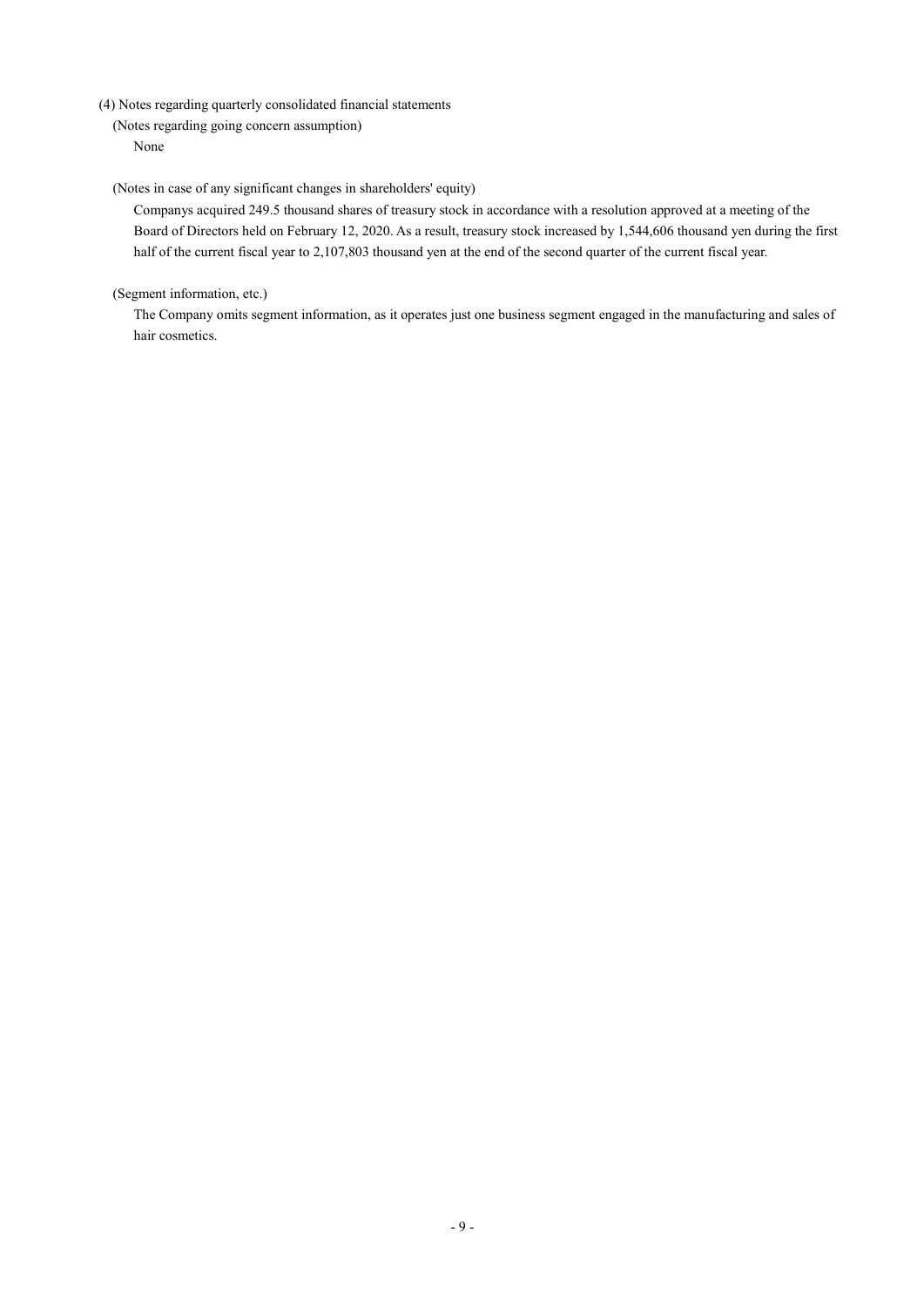### (4) Notes regarding quarterly consolidated financial statements

(Notes regarding going concern assumption)

None

(Notes in case of any significant changes in shareholders' equity)

Companys acquired 249.5 thousand shares of treasury stock in accordance with a resolution approved at a meeting of the Board of Directors held on February 12, 2020. As a result, treasury stock increased by 1,544,606 thousand yen during the first half of the current fiscal year to 2,107,803 thousand yen at the end of the second quarter of the current fiscal year.

(Segment information, etc.)

The Company omits segment information, as it operates just one business segment engaged in the manufacturing and sales of hair cosmetics.